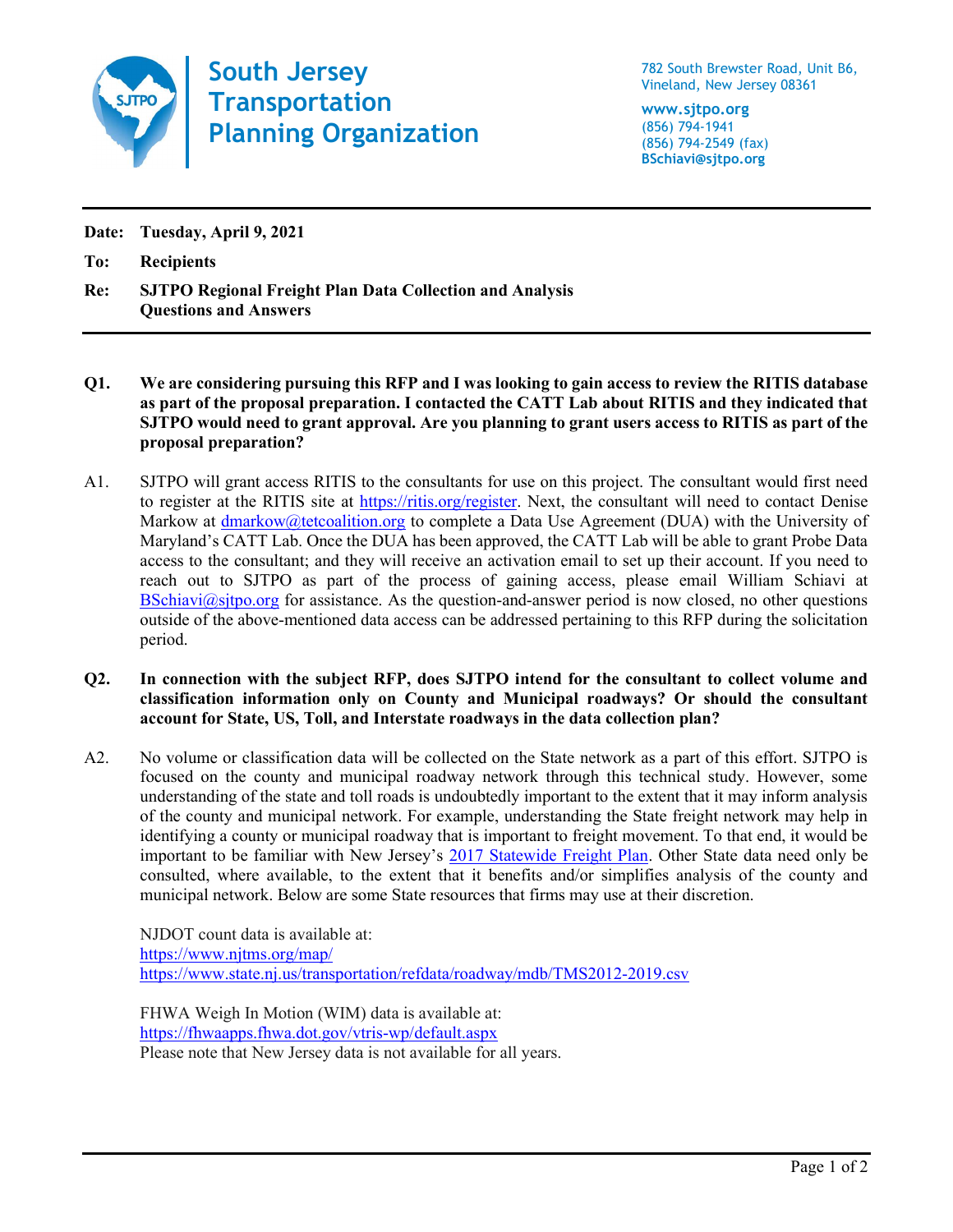# South Jersey Transportation Planning Organization

782 South Brewster Road, Unit B6,
Vineland, New Jersey 08361

**www.sjtpo.org**
(856) 794-1941
(856) 794-2549 (fax)
**BSchiavi@sjtpo.org**

---

**Date:** **Tuesday, April 9, 2021**

**To:** **Recipients**

**Re:** **SJTPO Regional Freight Plan Data Collection and Analysis Questions and Answers**

---

**Q1. We are considering pursuing this RFP and I was looking to gain access to review the RITIS database as part of the proposal preparation. I contacted the CATT Lab about RITIS and they indicated that SJTPO would need to grant approval. Are you planning to grant users access to RITIS as part of the proposal preparation?**

A1. SJTPO will grant access RITIS to the consultants for use on this project. The consultant would first need to register at the RITIS site at [https://ritis.org/register](https://ritis.org/register). Next, the consultant will need to contact Denise Markow at [dmarkow@tetcoalition.org](mailto:dmarkow@tetcoalition.org) to complete a Data Use Agreement (DUA) with the University of Maryland's CATT Lab. Once the DUA has been approved, the CATT Lab will be able to grant Probe Data access to the consultant; and they will receive an activation email to set up their account. If you need to reach out to SJTPO as part of the process of gaining access, please email William Schiavi at [BSchiavi@sjtpo.org](mailto:BSchiavi@sjtpo.org) for assistance. As the question-and-answer period is now closed, no other questions outside of the above-mentioned data access can be addressed pertaining to this RFP during the solicitation period.

**Q2. In connection with the subject RFP, does SJTPO intend for the consultant to collect volume and classification information only on County and Municipal roadways? Or should the consultant account for State, US, Toll, and Interstate roadways in the data collection plan?**

A2. No volume or classification data will be collected on the State network as a part of this effort. SJTPO is focused on the county and municipal roadway network through this technical study. However, some understanding of the state and toll roads is undoubtedly important to the extent that it may inform analysis of the county and municipal network. For example, understanding the State freight network may help in identifying a county or municipal roadway that is important to freight movement. To that end, it would be important to be familiar with New Jersey's 2017 Statewide Freight Plan. Other State data need only be consulted, where available, to the extent that it benefits and/or simplifies analysis of the county and municipal network. Below are some State resources that firms may use at their discretion.

NJDOT count data is available at:
[https://www.njtms.org/map/](https://www.njtms.org/map/)
[https://www.state.nj.us/transportation/refdata/roadway/mdb/TMS2012-2019.csv](https://www.state.nj.us/transportation/refdata/roadway/mdb/TMS2012-2019.csv)

FHWA Weigh In Motion (WIM) data is available at:
[https://fhwaapps.fhwa.dot.gov/vtris-wp/default.aspx](https://fhwaapps.fhwa.dot.gov/vtris-wp/default.aspx)
Please note that New Jersey data is not available for all years.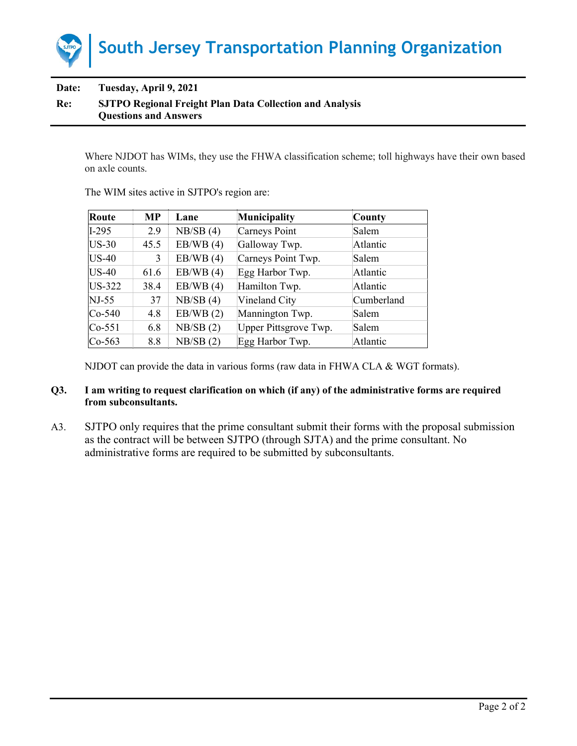**South Jersey Transportation Planning Organization**

**Date:** Tuesday, April 9, 2021

**Re:** SJTPO Regional Freight Plan Data Collection and Analysis Questions and Answers

Where NJDOT has WIMs, they use the FHWA classification scheme; toll highways have their own based on axle counts.

The WIM sites active in SJTPO's region are:

| Route | MP | Lane | Municipality | County |
|---|---|---|---|---|
| I-295 | 2.9 | NB/SB (4) | Carneys Point | Salem |
| US-30 | 45.5 | EB/WB (4) | Galloway Twp. | Atlantic |
| US-40 | 3 | EB/WB (4) | Carneys Point Twp. | Salem |
| US-40 | 61.6 | EB/WB (4) | Egg Harbor Twp. | Atlantic |
| US-322 | 38.4 | EB/WB (4) | Hamilton Twp. | Atlantic |
| NJ-55 | 37 | NB/SB (4) | Vineland City | Cumberland |
| Co-540 | 4.8 | EB/WB (2) | Mannington Twp. | Salem |
| Co-551 | 6.8 | NB/SB (2) | Upper Pittsgrove Twp. | Salem |
| Co-563 | 8.8 | NB/SB (2) | Egg Harbor Twp. | Atlantic |

NJDOT can provide the data in various forms (raw data in FHWA CLA & WGT formats).

**Q3. I am writing to request clarification on which (if any) of the administrative forms are required from subconsultants.**

A3. SJTPO only requires that the prime consultant submit their forms with the proposal submission as the contract will be between SJTPO (through SJTA) and the prime consultant. No administrative forms are required to be submitted by subconsultants.